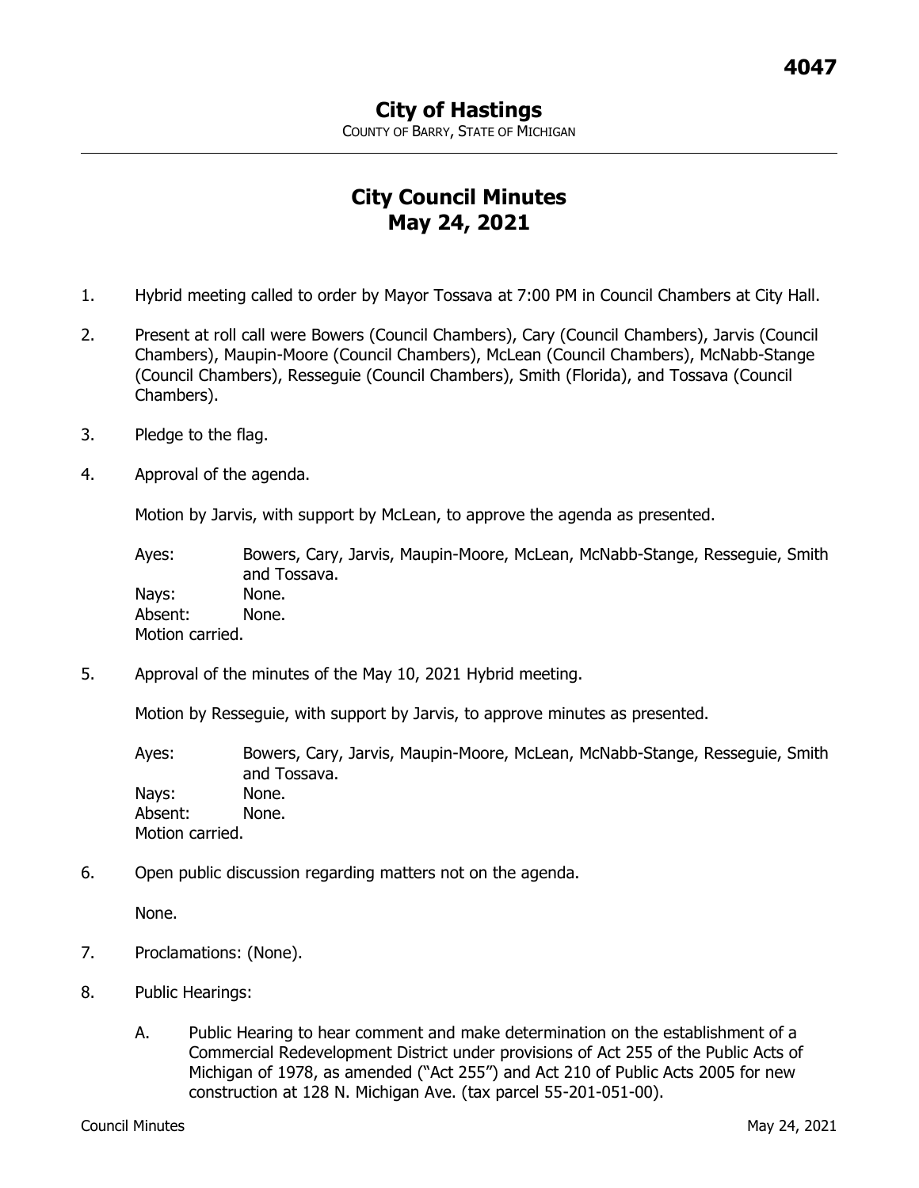# City of Hastings

COUNTY OF BARRY, STATE OF MICHIGAN

## City Council Minutes
## May 24, 2021

1. Hybrid meeting called to order by Mayor Tossava at 7:00 PM in Council Chambers at City Hall.

2. Present at roll call were Bowers (Council Chambers), Cary (Council Chambers), Jarvis (Council Chambers), Maupin-Moore (Council Chambers), McLean (Council Chambers), McNabb-Stange (Council Chambers), Resseguie (Council Chambers), Smith (Florida), and Tossava (Council Chambers).

3. Pledge to the flag.

4. Approval of the agenda.

   Motion by Jarvis, with support by McLean, to approve the agenda as presented.

   Ayes: Bowers, Cary, Jarvis, Maupin-Moore, McLean, McNabb-Stange, Resseguie, Smith and Tossava.
   Nays: None.
   Absent: None.
   Motion carried.

5. Approval of the minutes of the May 10, 2021 Hybrid meeting.

   Motion by Resseguie, with support by Jarvis, to approve minutes as presented.

   Ayes: Bowers, Cary, Jarvis, Maupin-Moore, McLean, McNabb-Stange, Resseguie, Smith and Tossava.
   Nays: None.
   Absent: None.
   Motion carried.

6. Open public discussion regarding matters not on the agenda.

   None.

7. Proclamations: (None).

8. Public Hearings:

   A. Public Hearing to hear comment and make determination on the establishment of a Commercial Redevelopment District under provisions of Act 255 of the Public Acts of Michigan of 1978, as amended ("Act 255") and Act 210 of Public Acts 2005 for new construction at 128 N. Michigan Ave. (tax parcel 55-201-051-00).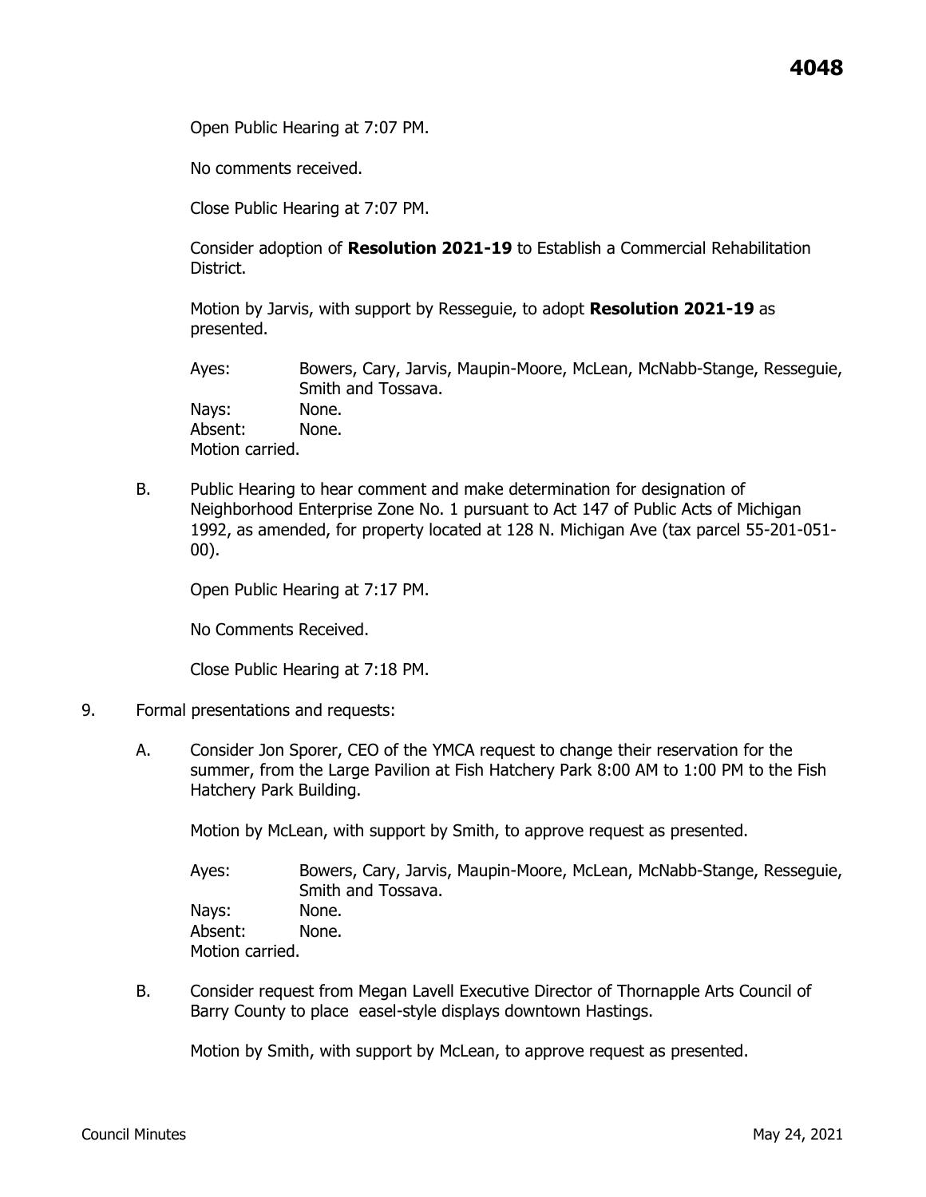Open Public Hearing at 7:07 PM.

No comments received.

Close Public Hearing at 7:07 PM.

Consider adoption of **Resolution 2021-19** to Establish a Commercial Rehabilitation District.

Motion by Jarvis, with support by Resseguie, to adopt **Resolution 2021-19** as presented.

Ayes: Bowers, Cary, Jarvis, Maupin-Moore, McLean, McNabb-Stange, Resseguie, Smith and Tossava.
Nays: None.
Absent: None.
Motion carried.

B. Public Hearing to hear comment and make determination for designation of Neighborhood Enterprise Zone No. 1 pursuant to Act 147 of Public Acts of Michigan 1992, as amended, for property located at 128 N. Michigan Ave (tax parcel 55-201-051-00).

Open Public Hearing at 7:17 PM.

No Comments Received.

Close Public Hearing at 7:18 PM.

9. Formal presentations and requests:

A. Consider Jon Sporer, CEO of the YMCA request to change their reservation for the summer, from the Large Pavilion at Fish Hatchery Park 8:00 AM to 1:00 PM to the Fish Hatchery Park Building.

Motion by McLean, with support by Smith, to approve request as presented.

Ayes: Bowers, Cary, Jarvis, Maupin-Moore, McLean, McNabb-Stange, Resseguie, Smith and Tossava.
Nays: None.
Absent: None.
Motion carried.

B. Consider request from Megan Lavell Executive Director of Thornapple Arts Council of Barry County to place easel-style displays downtown Hastings.

Motion by Smith, with support by McLean, to approve request as presented.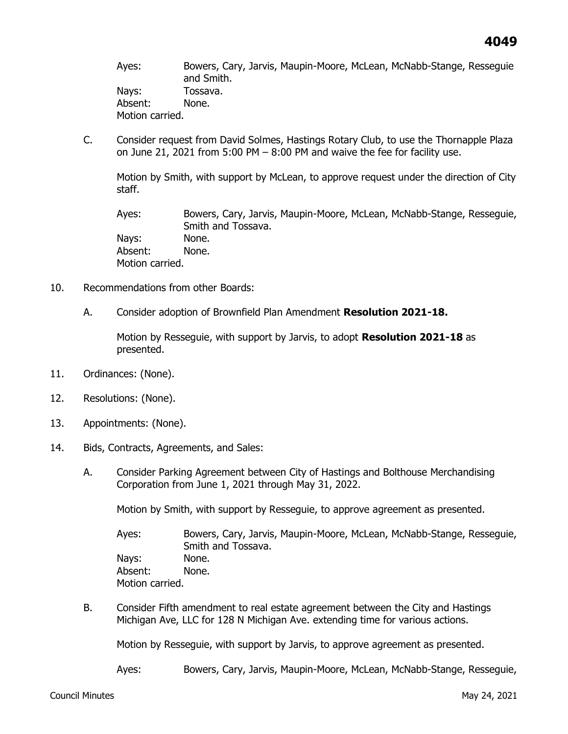Ayes: Bowers, Cary, Jarvis, Maupin-Moore, McLean, McNabb-Stange, Resseguie and Smith.
Nays: Tossava.
Absent: None.
Motion carried.

C. Consider request from David Solmes, Hastings Rotary Club, to use the Thornapple Plaza on June 21, 2021 from 5:00 PM – 8:00 PM and waive the fee for facility use.

Motion by Smith, with support by McLean, to approve request under the direction of City staff.

Ayes: Bowers, Cary, Jarvis, Maupin-Moore, McLean, McNabb-Stange, Resseguie, Smith and Tossava.
Nays: None.
Absent: None.
Motion carried.

10. Recommendations from other Boards:

A. Consider adoption of Brownfield Plan Amendment **Resolution 2021-18.**

Motion by Resseguie, with support by Jarvis, to adopt **Resolution 2021-18** as presented.

11. Ordinances: (None).

12. Resolutions: (None).

13. Appointments: (None).

14. Bids, Contracts, Agreements, and Sales:

A. Consider Parking Agreement between City of Hastings and Bolthouse Merchandising Corporation from June 1, 2021 through May 31, 2022.

Motion by Smith, with support by Resseguie, to approve agreement as presented.

Ayes: Bowers, Cary, Jarvis, Maupin-Moore, McLean, McNabb-Stange, Resseguie, Smith and Tossava.
Nays: None.
Absent: None.
Motion carried.

B. Consider Fifth amendment to real estate agreement between the City and Hastings Michigan Ave, LLC for 128 N Michigan Ave. extending time for various actions.

Motion by Resseguie, with support by Jarvis, to approve agreement as presented.

Ayes: Bowers, Cary, Jarvis, Maupin-Moore, McLean, McNabb-Stange, Resseguie,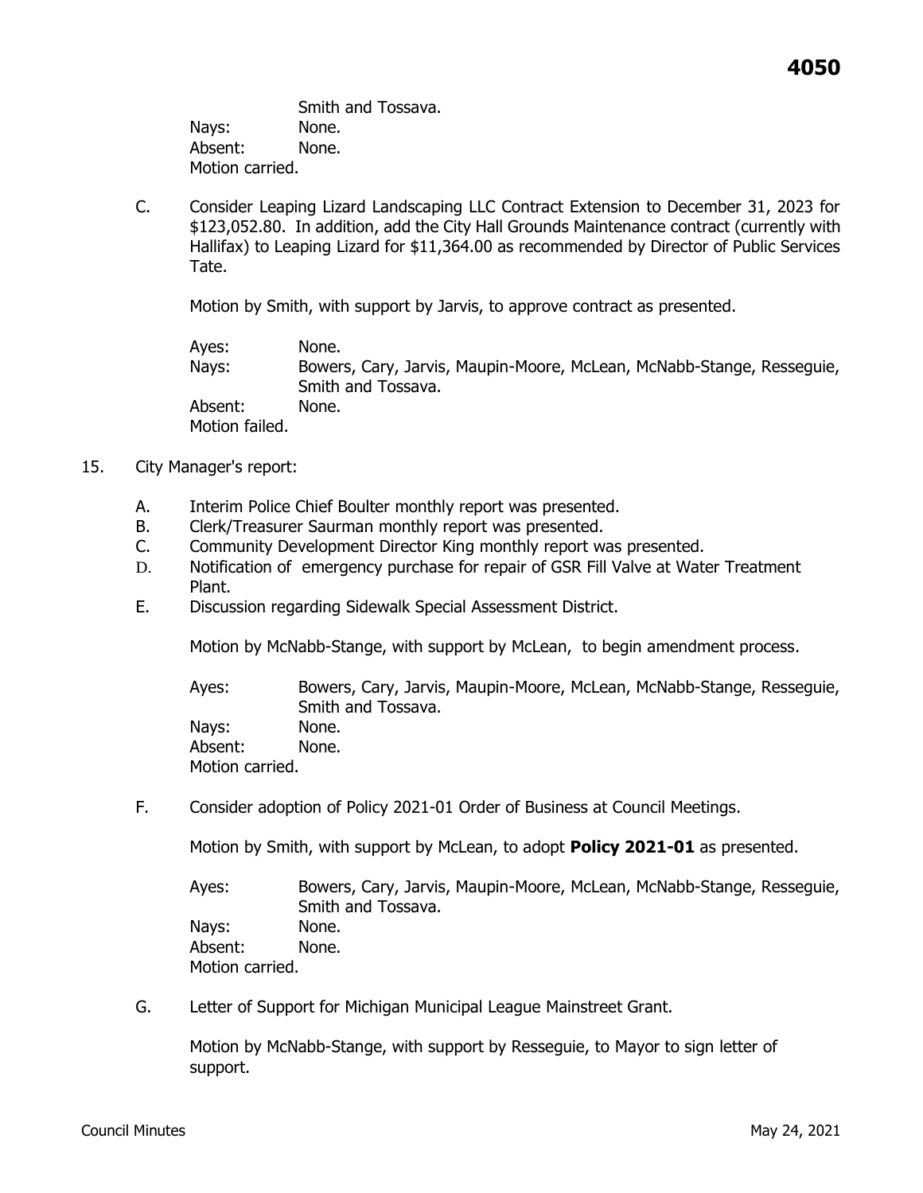Smith and Tossava.
Nays: None.
Absent: None.
Motion carried.

C. Consider Leaping Lizard Landscaping LLC Contract Extension to December 31, 2023 for $123,052.80. In addition, add the City Hall Grounds Maintenance contract (currently with Hallifax) to Leaping Lizard for $11,364.00 as recommended by Director of Public Services Tate.

   Motion by Smith, with support by Jarvis, to approve contract as presented.

   Ayes: None.
   Nays: Bowers, Cary, Jarvis, Maupin-Moore, McLean, McNabb-Stange, Resseguie, Smith and Tossava.
   Absent: None.
   Motion failed.

15. City Manager's report:

   A. Interim Police Chief Boulter monthly report was presented.
   B. Clerk/Treasurer Saurman monthly report was presented.
   C. Community Development Director King monthly report was presented.
   D. Notification of emergency purchase for repair of GSR Fill Valve at Water Treatment Plant.
   E. Discussion regarding Sidewalk Special Assessment District.

      Motion by McNabb-Stange, with support by McLean, to begin amendment process.

      Ayes: Bowers, Cary, Jarvis, Maupin-Moore, McLean, McNabb-Stange, Resseguie, Smith and Tossava.
      Nays: None.
      Absent: None.
      Motion carried.

   F. Consider adoption of Policy 2021-01 Order of Business at Council Meetings.

      Motion by Smith, with support by McLean, to adopt **Policy 2021-01** as presented.

      Ayes: Bowers, Cary, Jarvis, Maupin-Moore, McLean, McNabb-Stange, Resseguie, Smith and Tossava.
      Nays: None.
      Absent: None.
      Motion carried.

   G. Letter of Support for Michigan Municipal League Mainstreet Grant.

      Motion by McNabb-Stange, with support by Resseguie, to Mayor to sign letter of support.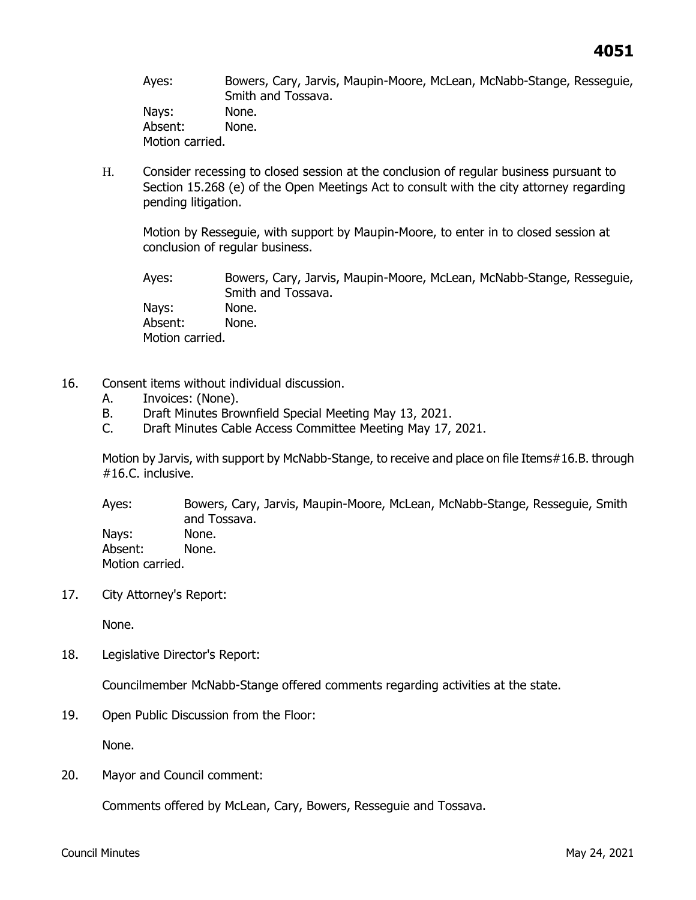Ayes: Bowers, Cary, Jarvis, Maupin-Moore, McLean, McNabb-Stange, Resseguie, Smith and Tossava.
Nays: None.
Absent: None.
Motion carried.

H. Consider recessing to closed session at the conclusion of regular business pursuant to Section 15.268 (e) of the Open Meetings Act to consult with the city attorney regarding pending litigation.

Motion by Resseguie, with support by Maupin-Moore, to enter in to closed session at conclusion of regular business.

Ayes: Bowers, Cary, Jarvis, Maupin-Moore, McLean, McNabb-Stange, Resseguie, Smith and Tossava.
Nays: None.
Absent: None.
Motion carried.

16. Consent items without individual discussion.
    A. Invoices: (None).
    B. Draft Minutes Brownfield Special Meeting May 13, 2021.
    C. Draft Minutes Cable Access Committee Meeting May 17, 2021.

Motion by Jarvis, with support by McNabb-Stange, to receive and place on file Items#16.B. through #16.C. inclusive.

Ayes: Bowers, Cary, Jarvis, Maupin-Moore, McLean, McNabb-Stange, Resseguie, Smith and Tossava.
Nays: None.
Absent: None.
Motion carried.

17. City Attorney's Report:

None.

18. Legislative Director's Report:

Councilmember McNabb-Stange offered comments regarding activities at the state.

19. Open Public Discussion from the Floor:

None.

20. Mayor and Council comment:

Comments offered by McLean, Cary, Bowers, Resseguie and Tossava.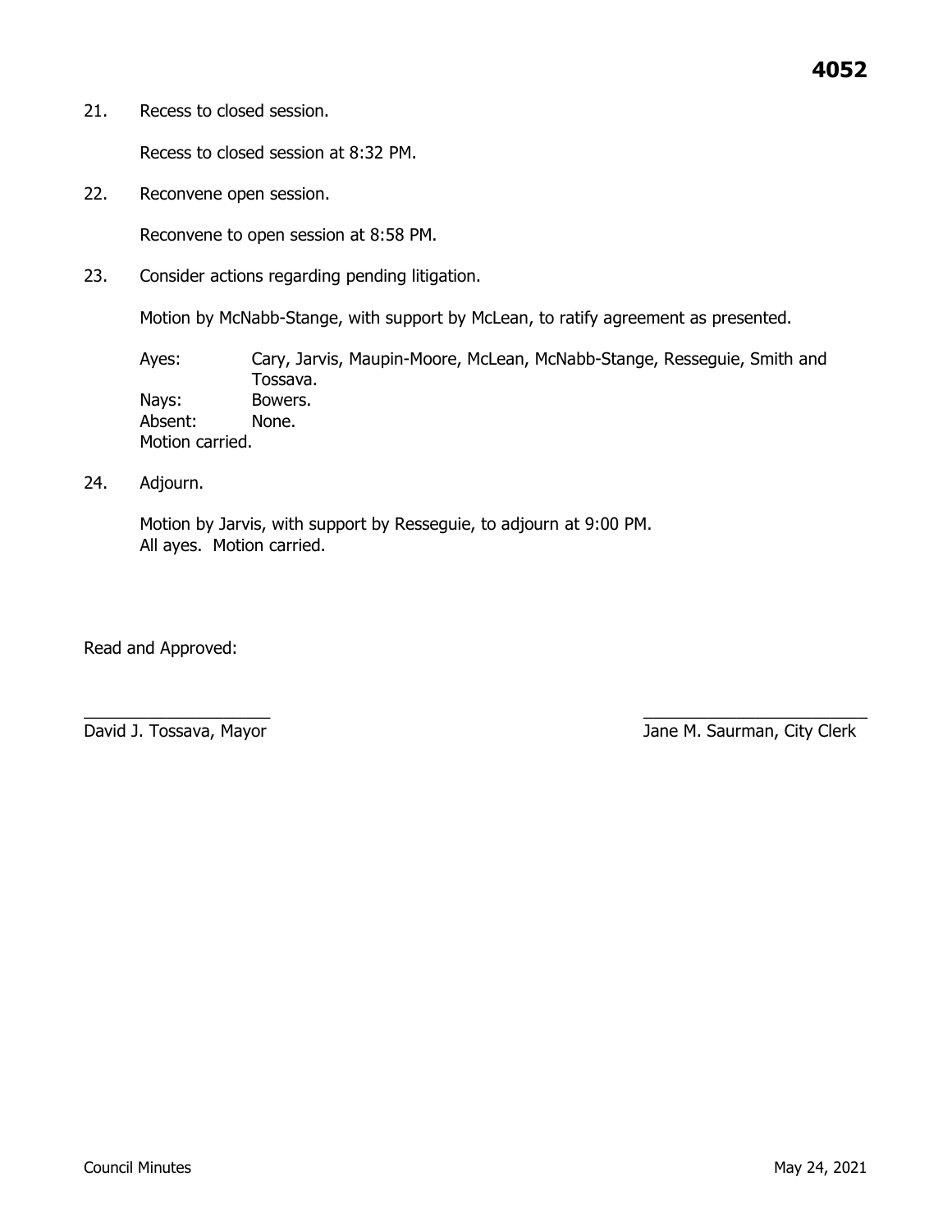21. Recess to closed session.

    Recess to closed session at 8:32 PM.

22. Reconvene open session.

    Reconvene to open session at 8:58 PM.

23. Consider actions regarding pending litigation.

    Motion by McNabb-Stange, with support by McLean, to ratify agreement as presented.

    Ayes: Cary, Jarvis, Maupin-Moore, McLean, McNabb-Stange, Resseguie, Smith and Tossava.
    Nays: Bowers.
    Absent: None.
    Motion carried.

24. Adjourn.

    Motion by Jarvis, with support by Resseguie, to adjourn at 9:00 PM.
    All ayes. Motion carried.

Read and Approved:

\_\_\_\_\_\_\_\_\_\_\_\_\_\_\_\_\_\_\_\_
David J. Tossava, Mayor

\_\_\_\_\_\_\_\_\_\_\_\_\_\_\_\_\_\_\_\_
Jane M. Saurman, City Clerk